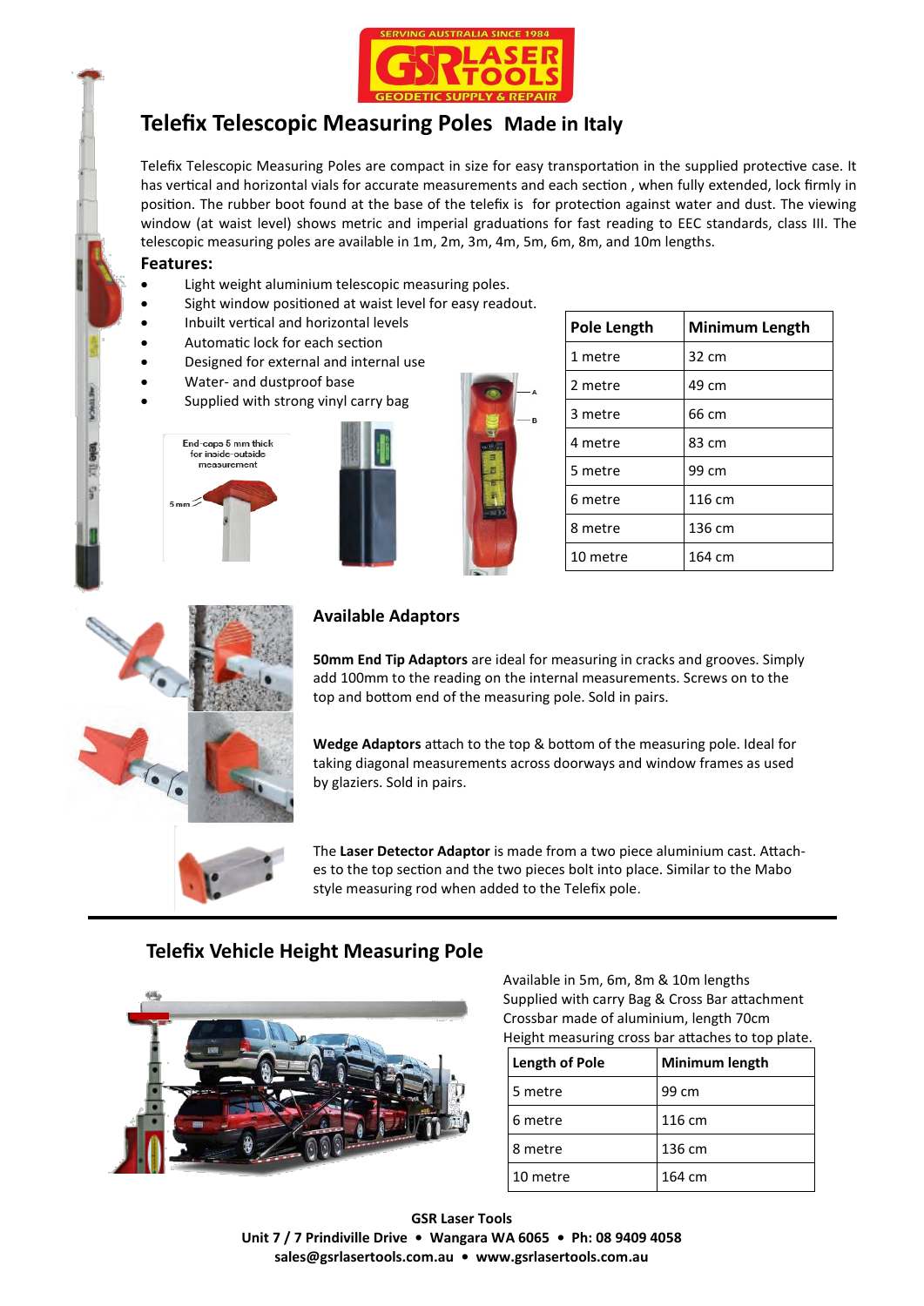# Telefix Telescopic Measuring Poles Made in Italy

Telefix Telescopic Measuring Poles are compact in size for easy transportation in the supplied protective case. It has vertical and horizontal vials for accurate measurements and each section , when fully extended, lock firmly in position. The rubber boot found at the base of the telefix is for protection against water and dust. The viewing window (at waist level) shows metric and imperial graduations for fast reading to EEC standards, class III. The telescopic measuring poles are available in 1m, 2m, 3m, 4m, 5m, 6m, 8m, and 10m lengths.

### Features:

- Light weight aluminium telescopic measuring poles.
- Sight window positioned at waist level for easy readout.
- Inbuilt vertical and horizontal levels
- Automatic lock for each section
- Designed for external and internal use
- Water- and dustproof base
- Supplied with strong vinyl carry bag

End-caps 5 mm thick for inside-outside measurement

| Pole Length | Minimum Length |
|---|---|
| 1 metre | 32 cm |
| 2 metre | 49 cm |
| 3 metre | 66 cm |
| 4 metre | 83 cm |
| 5 metre | 99 cm |
| 6 metre | 116 cm |
| 8 metre | 136 cm |
| 10 metre | 164 cm |

### Available Adaptors

**50mm End Tip Adaptors** are ideal for measuring in cracks and grooves. Simply add 100mm to the reading on the internal measurements. Screws on to the top and bottom end of the measuring pole. Sold in pairs.

**Wedge Adaptors** attach to the top & bottom of the measuring pole. Ideal for taking diagonal measurements across doorways and window frames as used by glaziers. Sold in pairs.

The **Laser Detector Adaptor** is made from a two piece aluminium cast. Attaches to the top section and the two pieces bolt into place. Similar to the Mabo style measuring rod when added to the Telefix pole.

## Telefix Vehicle Height Measuring Pole

Available in 5m, 6m, 8m & 10m lengths
Supplied with carry Bag & Cross Bar attachment
Crossbar made of aluminium, length 70cm
Height measuring cross bar attaches to top plate.

| Length of Pole | Minimum length |
|---|---|
| 5 metre | 99 cm |
| 6 metre | 116 cm |
| 8 metre | 136 cm |
| 10 metre | 164 cm |

**GSR Laser Tools**
**Unit 7 / 7 Prindiville Drive • Wangara WA 6065 • Ph: 08 9409 4058**
**sales@gsrlasertools.com.au • www.gsrlasertools.com.au**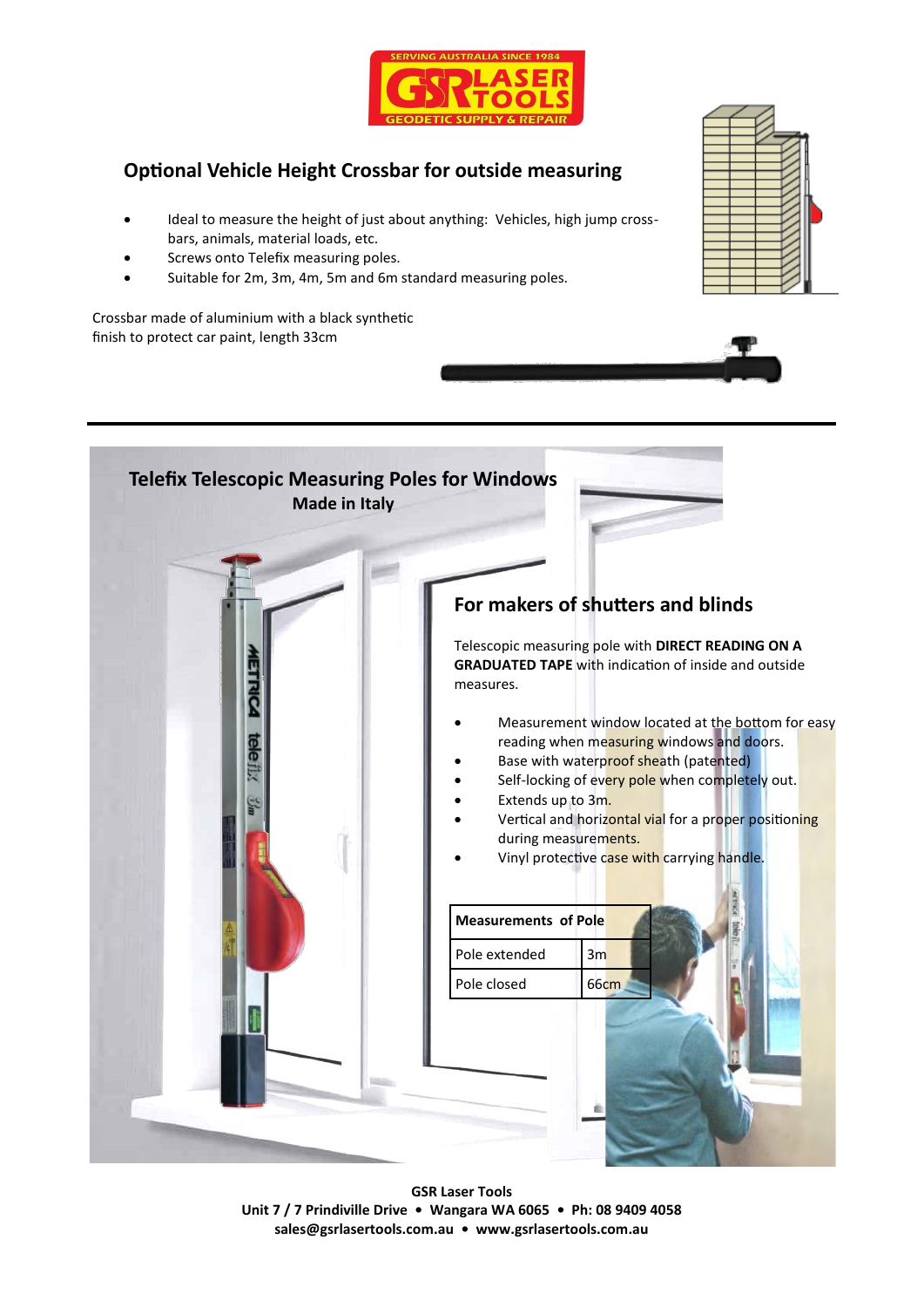## Optional Vehicle Height Crossbar for outside measuring

- Ideal to measure the height of just about anything: Vehicles, high jump cross-bars, animals, material loads, etc.
- Screws onto Telefix measuring poles.
- Suitable for 2m, 3m, 4m, 5m and 6m standard measuring poles.

Crossbar made of aluminium with a black synthetic finish to protect car paint, length 33cm

## Telefix Telescopic Measuring Poles for Windows

**Made in Italy**

### For makers of shutters and blinds

Telescopic measuring pole with **DIRECT READING ON A GRADUATED TAPE** with indication of inside and outside measures.

- Measurement window located at the bottom for easy reading when measuring windows and doors.
- Base with waterproof sheath (patented)
- Self-locking of every pole when completely out.
- Extends up to 3m.
- Vertical and horizontal vial for a proper positioning during measurements.
- Vinyl protective case with carrying handle.

| Measurements of Pole | |
|---|---|
| Pole extended | 3m |
| Pole closed | 66cm |

**GSR Laser Tools**
**Unit 7 / 7 Prindiville Drive • Wangara WA 6065 • Ph: 08 9409 4058**
**sales@gsrlasertools.com.au • www.gsrlasertools.com.au**